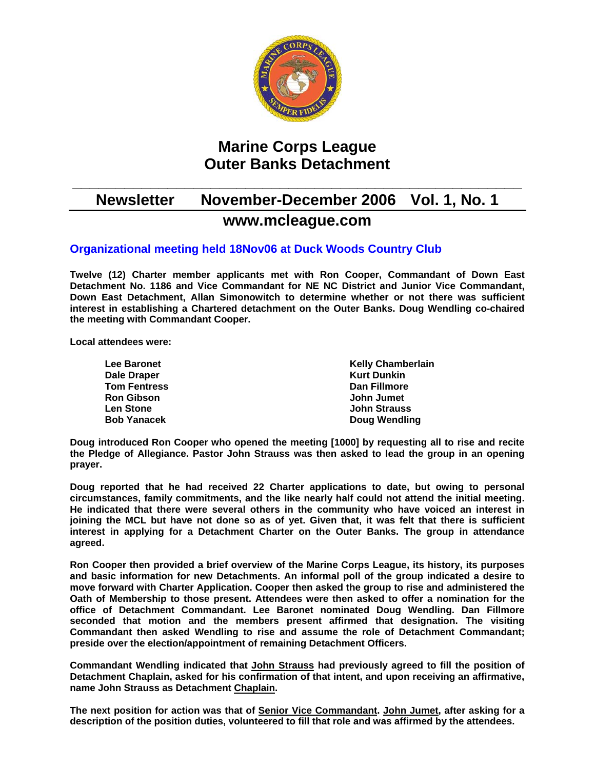# Marine Corps League
# Outer Banks Detachment

## Newsletter November-December 2006 Vol. 1, No. 1

## www.mcleague.com

### Organizational meeting held 18Nov06 at Duck Woods Country Club

**Twelve (12) Charter member applicants met with Ron Cooper, Commandant of Down East Detachment No. 1186 and Vice Commandant for NE NC District and Junior Vice Commandant, Down East Detachment, Allan Simonowitch to determine whether or not there was sufficient interest in establishing a Chartered detachment on the Outer Banks. Doug Wendling co-chaired the meeting with Commandant Cooper.**

**Local attendees were:**

- **Lee Baronet**
- **Dale Draper**
- **Tom Fentress**
- **Ron Gibson**
- **Len Stone**
- **Bob Yanacek**
- **Kelly Chamberlain**
- **Kurt Dunkin**
- **Dan Fillmore**
- **John Jumet**
- **John Strauss**
- **Doug Wendling**

**Doug introduced Ron Cooper who opened the meeting [1000] by requesting all to rise and recite the Pledge of Allegiance. Pastor John Strauss was then asked to lead the group in an opening prayer.**

**Doug reported that he had received 22 Charter applications to date, but owing to personal circumstances, family commitments, and the like nearly half could not attend the initial meeting. He indicated that there were several others in the community who have voiced an interest in joining the MCL but have not done so as of yet. Given that, it was felt that there is sufficient interest in applying for a Detachment Charter on the Outer Banks. The group in attendance agreed.**

**Ron Cooper then provided a brief overview of the Marine Corps League, its history, its purposes and basic information for new Detachments. An informal poll of the group indicated a desire to move forward with Charter Application. Cooper then asked the group to rise and administered the Oath of Membership to those present. Attendees were then asked to offer a nomination for the office of Detachment Commandant. Lee Baronet nominated Doug Wendling. Dan Fillmore seconded that motion and the members present affirmed that designation. The visiting Commandant then asked Wendling to rise and assume the role of Detachment Commandant; preside over the election/appointment of remaining Detachment Officers.**

**Commandant Wendling indicated that John Strauss had previously agreed to fill the position of Detachment Chaplain, asked for his confirmation of that intent, and upon receiving an affirmative, name John Strauss as Detachment Chaplain.**

**The next position for action was that of Senior Vice Commandant. John Jumet, after asking for a description of the position duties, volunteered to fill that role and was affirmed by the attendees.**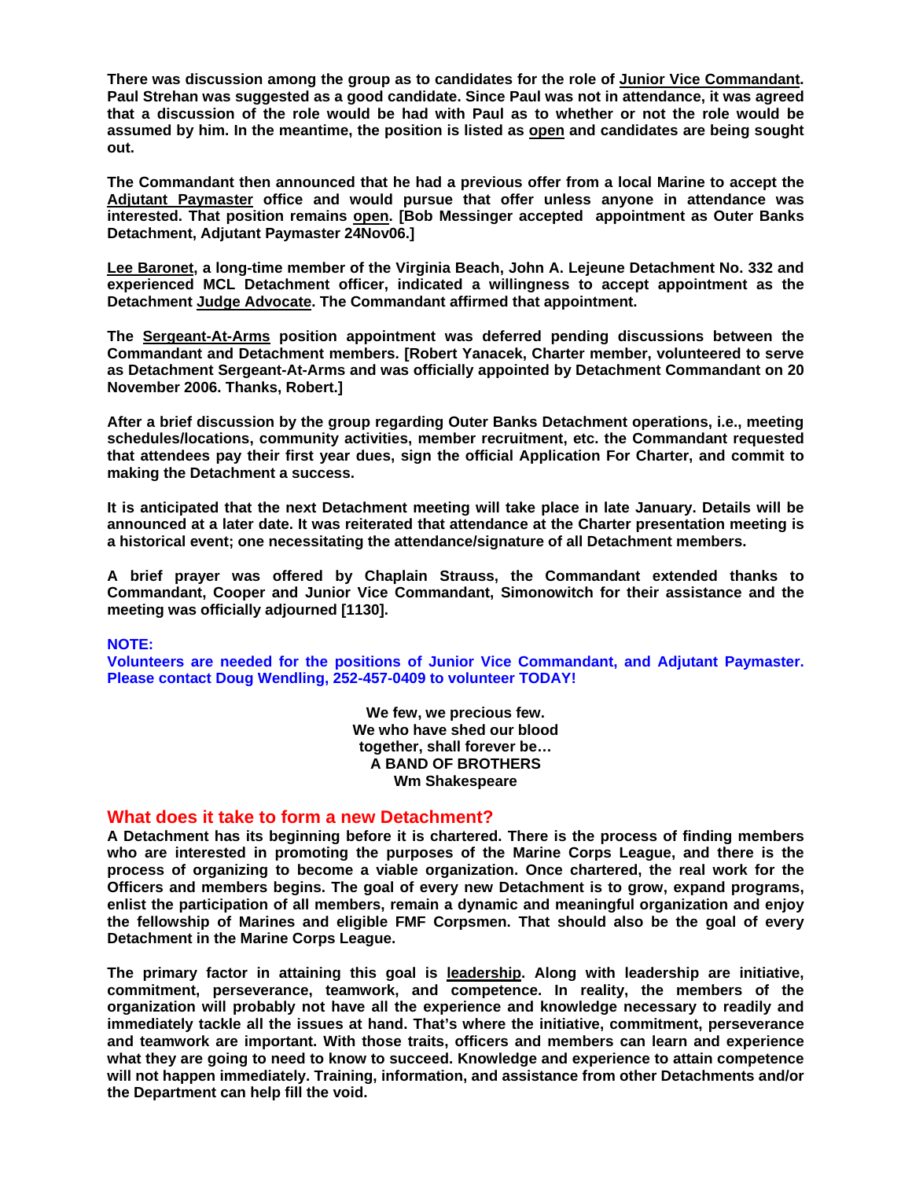**There was discussion among the group as to candidates for the role of Junior Vice Commandant. Paul Strehan was suggested as a good candidate. Since Paul was not in attendance, it was agreed that a discussion of the role would be had with Paul as to whether or not the role would be assumed by him. In the meantime, the position is listed as open and candidates are being sought out.**

**The Commandant then announced that he had a previous offer from a local Marine to accept the Adjutant Paymaster office and would pursue that offer unless anyone in attendance was interested. That position remains open. [Bob Messinger accepted appointment as Outer Banks Detachment, Adjutant Paymaster 24Nov06.]**

**Lee Baronet, a long-time member of the Virginia Beach, John A. Lejeune Detachment No. 332 and experienced MCL Detachment officer, indicated a willingness to accept appointment as the Detachment Judge Advocate. The Commandant affirmed that appointment.**

**The Sergeant-At-Arms position appointment was deferred pending discussions between the Commandant and Detachment members. [Robert Yanacek, Charter member, volunteered to serve as Detachment Sergeant-At-Arms and was officially appointed by Detachment Commandant on 20 November 2006. Thanks, Robert.]**

**After a brief discussion by the group regarding Outer Banks Detachment operations, i.e., meeting schedules/locations, community activities, member recruitment, etc. the Commandant requested that attendees pay their first year dues, sign the official Application For Charter, and commit to making the Detachment a success.**

**It is anticipated that the next Detachment meeting will take place in late January. Details will be announced at a later date. It was reiterated that attendance at the Charter presentation meeting is a historical event; one necessitating the attendance/signature of all Detachment members.**

**A brief prayer was offered by Chaplain Strauss, the Commandant extended thanks to Commandant, Cooper and Junior Vice Commandant, Simonowitch for their assistance and the meeting was officially adjourned [1130].**

**NOTE:**
**Volunteers are needed for the positions of Junior Vice Commandant, and Adjutant Paymaster. Please contact Doug Wendling, 252-457-0409 to volunteer TODAY!**

**We few, we precious few.**
**We who have shed our blood**
**together, shall forever be…**
**A BAND OF BROTHERS**
**Wm Shakespeare**

## What does it take to form a new Detachment?

**A Detachment has its beginning before it is chartered. There is the process of finding members who are interested in promoting the purposes of the Marine Corps League, and there is the process of organizing to become a viable organization. Once chartered, the real work for the Officers and members begins. The goal of every new Detachment is to grow, expand programs, enlist the participation of all members, remain a dynamic and meaningful organization and enjoy the fellowship of Marines and eligible FMF Corpsmen. That should also be the goal of every Detachment in the Marine Corps League.**

**The primary factor in attaining this goal is leadership. Along with leadership are initiative, commitment, perseverance, teamwork, and competence. In reality, the members of the organization will probably not have all the experience and knowledge necessary to readily and immediately tackle all the issues at hand. That's where the initiative, commitment, perseverance and teamwork are important. With those traits, officers and members can learn and experience what they are going to need to know to succeed. Knowledge and experience to attain competence will not happen immediately. Training, information, and assistance from other Detachments and/or the Department can help fill the void.**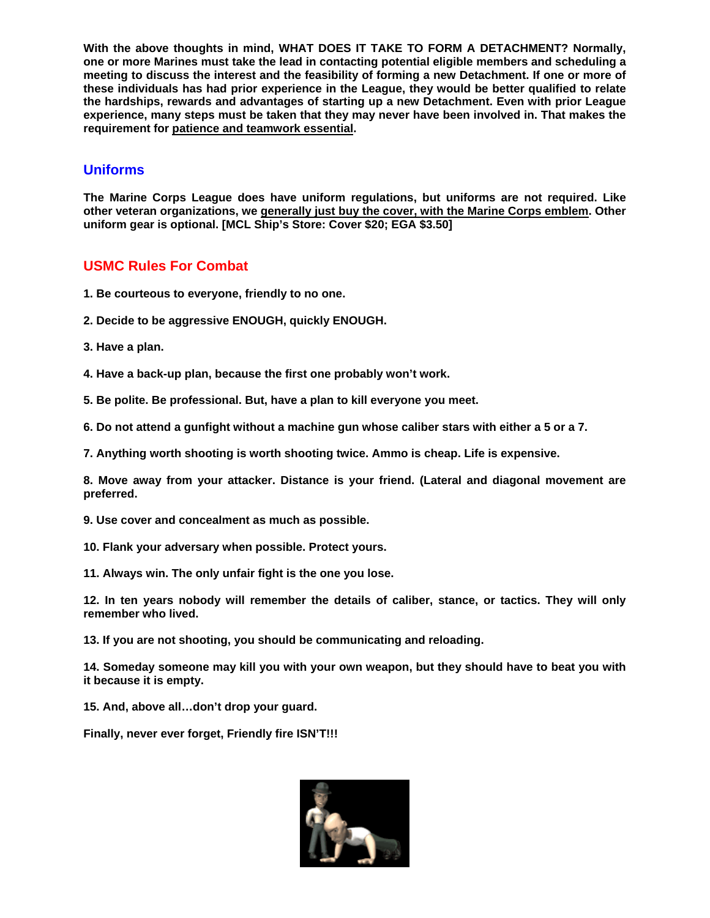**With the above thoughts in mind, WHAT DOES IT TAKE TO FORM A DETACHMENT? Normally, one or more Marines must take the lead in contacting potential eligible members and scheduling a meeting to discuss the interest and the feasibility of forming a new Detachment. If one or more of these individuals has had prior experience in the League, they would be better qualified to relate the hardships, rewards and advantages of starting up a new Detachment. Even with prior League experience, many steps must be taken that they may never have been involved in. That makes the requirement for patience and teamwork essential.**

## Uniforms

**The Marine Corps League does have uniform regulations, but uniforms are not required. Like other veteran organizations, we generally just buy the cover, with the Marine Corps emblem. Other uniform gear is optional. [MCL Ship's Store: Cover $20; EGA $3.50]**

## USMC Rules For Combat

**1. Be courteous to everyone, friendly to no one.**

**2. Decide to be aggressive ENOUGH, quickly ENOUGH.**

**3. Have a plan.**

**4. Have a back-up plan, because the first one probably won't work.**

**5. Be polite. Be professional. But, have a plan to kill everyone you meet.**

**6. Do not attend a gunfight without a machine gun whose caliber stars with either a 5 or a 7.**

**7. Anything worth shooting is worth shooting twice. Ammo is cheap. Life is expensive.**

**8. Move away from your attacker. Distance is your friend. (Lateral and diagonal movement are preferred.**

**9. Use cover and concealment as much as possible.**

**10. Flank your adversary when possible. Protect yours.**

**11. Always win. The only unfair fight is the one you lose.**

**12. In ten years nobody will remember the details of caliber, stance, or tactics. They will only remember who lived.**

**13. If you are not shooting, you should be communicating and reloading.**

**14. Someday someone may kill you with your own weapon, but they should have to beat you with it because it is empty.**

**15. And, above all…don't drop your guard.**

**Finally, never ever forget, Friendly fire ISN'T!!!**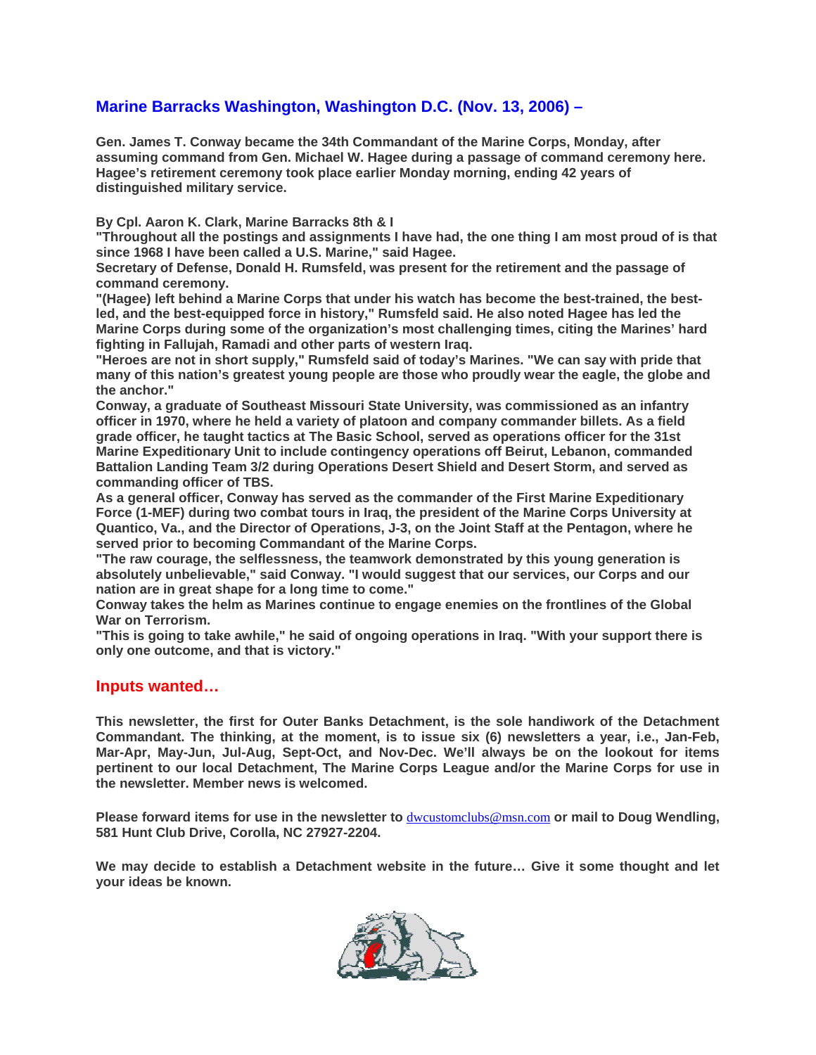## Marine Barracks Washington, Washington D.C. (Nov. 13, 2006) –

**Gen. James T. Conway became the 34th Commandant of the Marine Corps, Monday, after assuming command from Gen. Michael W. Hagee during a passage of command ceremony here. Hagee's retirement ceremony took place earlier Monday morning, ending 42 years of distinguished military service.**

**By Cpl. Aaron K. Clark, Marine Barracks 8th & I**

**"Throughout all the postings and assignments I have had, the one thing I am most proud of is that since 1968 I have been called a U.S. Marine," said Hagee.**

**Secretary of Defense, Donald H. Rumsfeld, was present for the retirement and the passage of command ceremony.**

**"(Hagee) left behind a Marine Corps that under his watch has become the best-trained, the best-led, and the best-equipped force in history," Rumsfeld said. He also noted Hagee has led the Marine Corps during some of the organization's most challenging times, citing the Marines' hard fighting in Fallujah, Ramadi and other parts of western Iraq.**

**"Heroes are not in short supply," Rumsfeld said of today's Marines. "We can say with pride that many of this nation's greatest young people are those who proudly wear the eagle, the globe and the anchor."**

**Conway, a graduate of Southeast Missouri State University, was commissioned as an infantry officer in 1970, where he held a variety of platoon and company commander billets. As a field grade officer, he taught tactics at The Basic School, served as operations officer for the 31st Marine Expeditionary Unit to include contingency operations off Beirut, Lebanon, commanded Battalion Landing Team 3/2 during Operations Desert Shield and Desert Storm, and served as commanding officer of TBS.**

**As a general officer, Conway has served as the commander of the First Marine Expeditionary Force (1-MEF) during two combat tours in Iraq, the president of the Marine Corps University at Quantico, Va., and the Director of Operations, J-3, on the Joint Staff at the Pentagon, where he served prior to becoming Commandant of the Marine Corps.**

**"The raw courage, the selflessness, the teamwork demonstrated by this young generation is absolutely unbelievable," said Conway. "I would suggest that our services, our Corps and our nation are in great shape for a long time to come."**

**Conway takes the helm as Marines continue to engage enemies on the frontlines of the Global War on Terrorism.**

**"This is going to take awhile," he said of ongoing operations in Iraq. "With your support there is only one outcome, and that is victory."**

## Inputs wanted…

**This newsletter, the first for Outer Banks Detachment, is the sole handiwork of the Detachment Commandant. The thinking, at the moment, is to issue six (6) newsletters a year, i.e., Jan-Feb, Mar-Apr, May-Jun, Jul-Aug, Sept-Oct, and Nov-Dec. We'll always be on the lookout for items pertinent to our local Detachment, The Marine Corps League and/or the Marine Corps for use in the newsletter. Member news is welcomed.**

**Please forward items for use in the newsletter to** dwcustomclubs@msn.com **or mail to Doug Wendling, 581 Hunt Club Drive, Corolla, NC 27927-2204.**

**We may decide to establish a Detachment website in the future… Give it some thought and let your ideas be known.**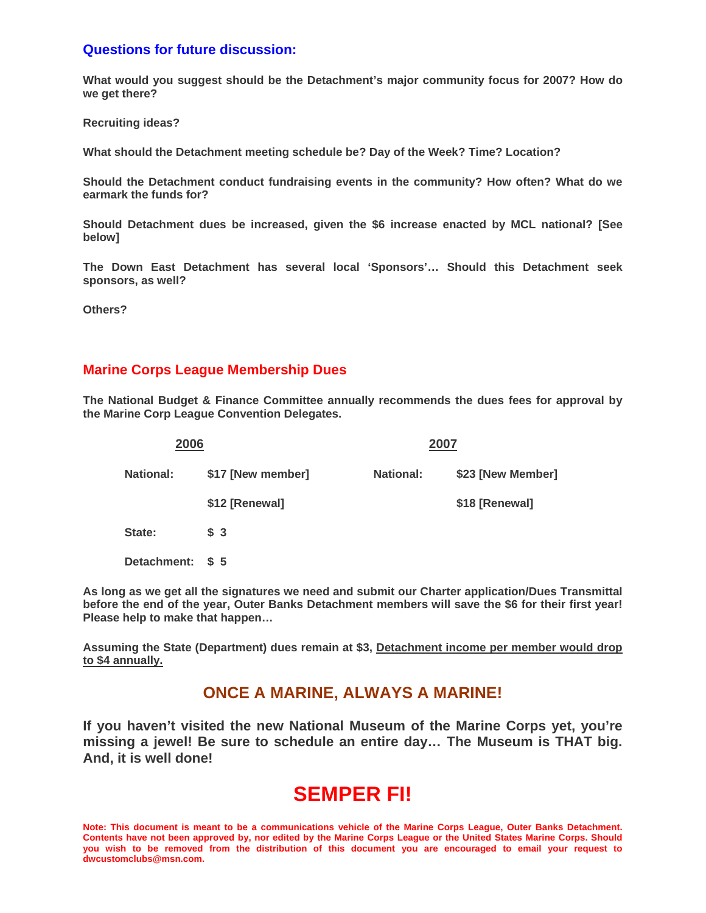## Questions for future discussion:

**What would you suggest should be the Detachment's major community focus for 2007? How do we get there?**

**Recruiting ideas?**

**What should the Detachment meeting schedule be? Day of the Week? Time? Location?**

**Should the Detachment conduct fundraising events in the community? How often? What do we earmark the funds for?**

**Should Detachment dues be increased, given the $6 increase enacted by MCL national? [See below]**

**The Down East Detachment has several local 'Sponsors'… Should this Detachment seek sponsors, as well?**

**Others?**

## Marine Corps League Membership Dues

**The National Budget & Finance Committee annually recommends the dues fees for approval by the Marine Corp League Convention Delegates.**

| 2006 | | 2007 | |
|---|---|---|---|
| National: | $17 [New member] | National: | $23 [New Member] |
| | $12 [Renewal] | | $18 [Renewal] |
| State: | $ 3 | | |
| Detachment: | $ 5 | | |

**As long as we get all the signatures we need and submit our Charter application/Dues Transmittal before the end of the year, Outer Banks Detachment members will save the $6 for their first year! Please help to make that happen…**

**Assuming the State (Department) dues remain at $3, Detachment income per member would drop to $4 annually.**

## ONCE A MARINE, ALWAYS A MARINE!

**If you haven't visited the new National Museum of the Marine Corps yet, you're missing a jewel! Be sure to schedule an entire day… The Museum is THAT big. And, it is well done!**

# SEMPER FI!

**Note: This document is meant to be a communications vehicle of the Marine Corps League, Outer Banks Detachment. Contents have not been approved by, nor edited by the Marine Corps League or the United States Marine Corps. Should you wish to be removed from the distribution of this document you are encouraged to email your request to dwcustomclubs@msn.com.**